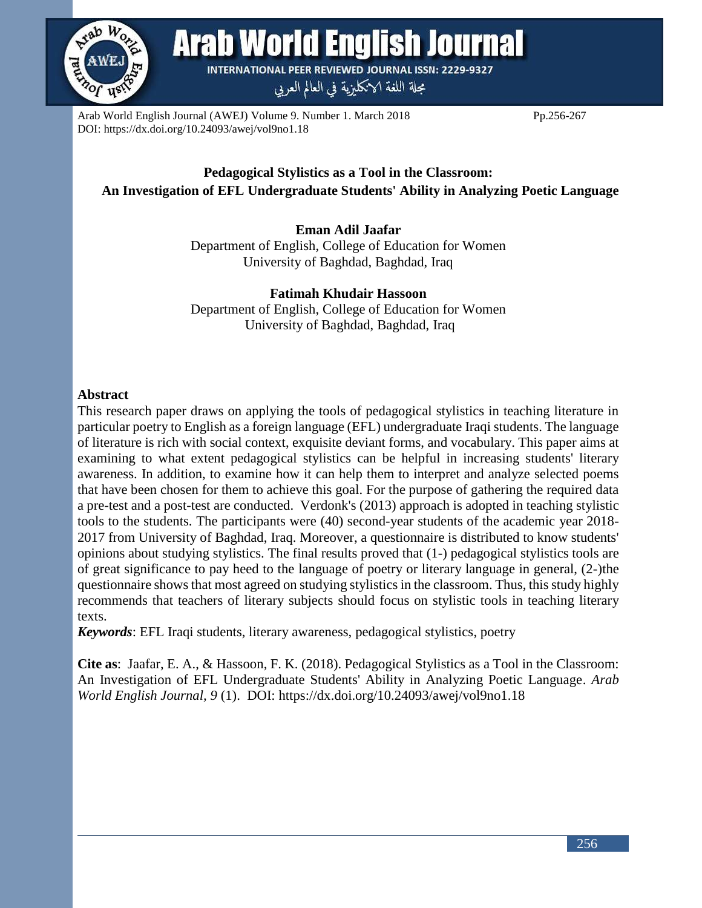# Pedagogical Stylistics as a Tool in the Classroom: An Investigation of EFL Undergraduate Students' Ability in Analyzing Poetic Language

**Eman Adil Jaafar**
Department of English, College of Education for Women
University of Baghdad, Baghdad, Iraq

**Fatimah Khudair Hassoon**
Department of English, College of Education for Women
University of Baghdad, Baghdad, Iraq

## Abstract

This research paper draws on applying the tools of pedagogical stylistics in teaching literature in particular poetry to English as a foreign language (EFL) undergraduate Iraqi students. The language of literature is rich with social context, exquisite deviant forms, and vocabulary. This paper aims at examining to what extent pedagogical stylistics can be helpful in increasing students' literary awareness. In addition, to examine how it can help them to interpret and analyze selected poems that have been chosen for them to achieve this goal. For the purpose of gathering the required data a pre-test and a post-test are conducted. Verdonk's (2013) approach is adopted in teaching stylistic tools to the students. The participants were (40) second-year students of the academic year 2018-2017 from University of Baghdad, Iraq. Moreover, a questionnaire is distributed to know students' opinions about studying stylistics. The final results proved that (1-) pedagogical stylistics tools are of great significance to pay heed to the language of poetry or literary language in general, (2-)the questionnaire shows that most agreed on studying stylistics in the classroom. Thus, this study highly recommends that teachers of literary subjects should focus on stylistic tools in teaching literary texts.

***Keywords***: EFL Iraqi students, literary awareness, pedagogical stylistics, poetry

**Cite as**: Jaafar, E. A., & Hassoon, F. K. (2018). Pedagogical Stylistics as a Tool in the Classroom: An Investigation of EFL Undergraduate Students' Ability in Analyzing Poetic Language. *Arab World English Journal, 9* (1). DOI: https://dx.doi.org/10.24093/awej/vol9no1.18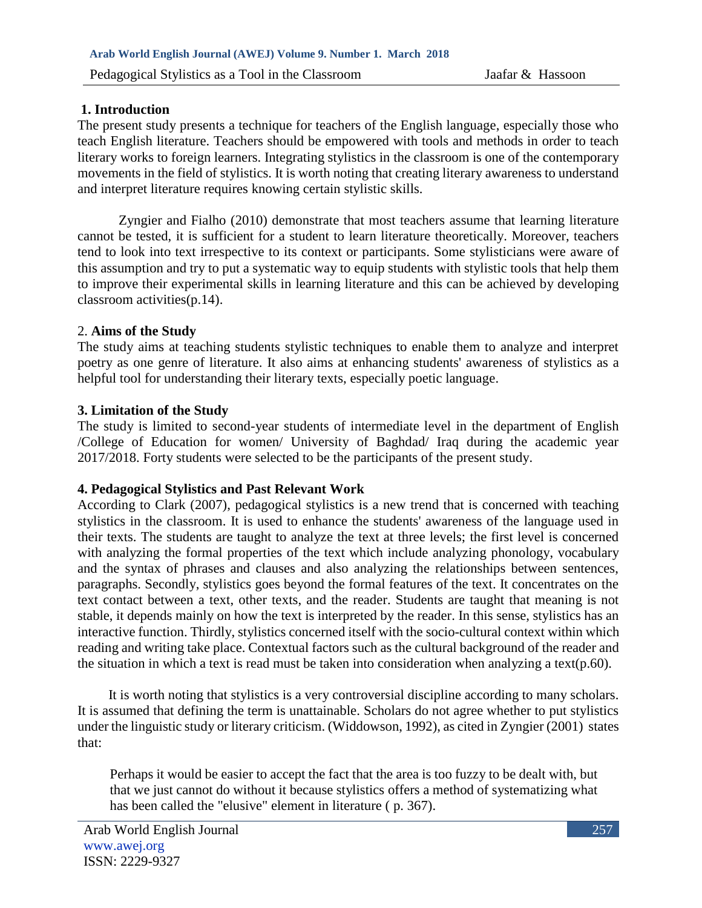## 1. Introduction

The present study presents a technique for teachers of the English language, especially those who teach English literature. Teachers should be empowered with tools and methods in order to teach literary works to foreign learners. Integrating stylistics in the classroom is one of the contemporary movements in the field of stylistics. It is worth noting that creating literary awareness to understand and interpret literature requires knowing certain stylistic skills.

Zyngier and Fialho (2010) demonstrate that most teachers assume that learning literature cannot be tested, it is sufficient for a student to learn literature theoretically. Moreover, teachers tend to look into text irrespective to its context or participants. Some stylisticians were aware of this assumption and try to put a systematic way to equip students with stylistic tools that help them to improve their experimental skills in learning literature and this can be achieved by developing classroom activities(p.14).

## 2. Aims of the Study

The study aims at teaching students stylistic techniques to enable them to analyze and interpret poetry as one genre of literature. It also aims at enhancing students' awareness of stylistics as a helpful tool for understanding their literary texts, especially poetic language.

## 3. Limitation of the Study

The study is limited to second-year students of intermediate level in the department of English /College of Education for women/ University of Baghdad/ Iraq during the academic year 2017/2018. Forty students were selected to be the participants of the present study.

## 4. Pedagogical Stylistics and Past Relevant Work

According to Clark (2007), pedagogical stylistics is a new trend that is concerned with teaching stylistics in the classroom. It is used to enhance the students' awareness of the language used in their texts. The students are taught to analyze the text at three levels; the first level is concerned with analyzing the formal properties of the text which include analyzing phonology, vocabulary and the syntax of phrases and clauses and also analyzing the relationships between sentences, paragraphs. Secondly, stylistics goes beyond the formal features of the text. It concentrates on the text contact between a text, other texts, and the reader. Students are taught that meaning is not stable, it depends mainly on how the text is interpreted by the reader. In this sense, stylistics has an interactive function. Thirdly, stylistics concerned itself with the socio-cultural context within which reading and writing take place. Contextual factors such as the cultural background of the reader and the situation in which a text is read must be taken into consideration when analyzing a text(p.60).

It is worth noting that stylistics is a very controversial discipline according to many scholars. It is assumed that defining the term is unattainable. Scholars do not agree whether to put stylistics under the linguistic study or literary criticism. (Widdowson, 1992), as cited in Zyngier (2001) states that:

> Perhaps it would be easier to accept the fact that the area is too fuzzy to be dealt with, but that we just cannot do without it because stylistics offers a method of systematizing what has been called the "elusive" element in literature ( p. 367).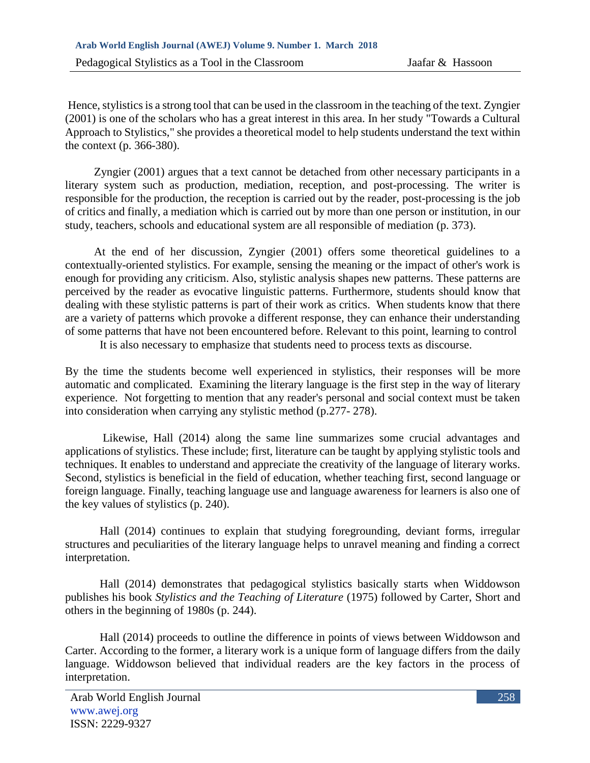Hence, stylistics is a strong tool that can be used in the classroom in the teaching of the text. Zyngier (2001) is one of the scholars who has a great interest in this area. In her study "Towards a Cultural Approach to Stylistics," she provides a theoretical model to help students understand the text within the context (p. 366-380).

Zyngier (2001) argues that a text cannot be detached from other necessary participants in a literary system such as production, mediation, reception, and post-processing. The writer is responsible for the production, the reception is carried out by the reader, post-processing is the job of critics and finally, a mediation which is carried out by more than one person or institution, in our study, teachers, schools and educational system are all responsible of mediation (p. 373).

At the end of her discussion, Zyngier (2001) offers some theoretical guidelines to a contextually-oriented stylistics. For example, sensing the meaning or the impact of other's work is enough for providing any criticism. Also, stylistic analysis shapes new patterns. These patterns are perceived by the reader as evocative linguistic patterns. Furthermore, students should know that dealing with these stylistic patterns is part of their work as critics. When students know that there are a variety of patterns which provoke a different response, they can enhance their understanding of some patterns that have not been encountered before. Relevant to this point, learning to control

It is also necessary to emphasize that students need to process texts as discourse.

By the time the students become well experienced in stylistics, their responses will be more automatic and complicated. Examining the literary language is the first step in the way of literary experience. Not forgetting to mention that any reader's personal and social context must be taken into consideration when carrying any stylistic method (p.277- 278).

Likewise, Hall (2014) along the same line summarizes some crucial advantages and applications of stylistics. These include; first, literature can be taught by applying stylistic tools and techniques. It enables to understand and appreciate the creativity of the language of literary works. Second, stylistics is beneficial in the field of education, whether teaching first, second language or foreign language. Finally, teaching language use and language awareness for learners is also one of the key values of stylistics (p. 240).

Hall (2014) continues to explain that studying foregrounding, deviant forms, irregular structures and peculiarities of the literary language helps to unravel meaning and finding a correct interpretation.

Hall (2014) demonstrates that pedagogical stylistics basically starts when Widdowson publishes his book *Stylistics and the Teaching of Literature* (1975) followed by Carter, Short and others in the beginning of 1980s (p. 244).

Hall (2014) proceeds to outline the difference in points of views between Widdowson and Carter. According to the former, a literary work is a unique form of language differs from the daily language. Widdowson believed that individual readers are the key factors in the process of interpretation.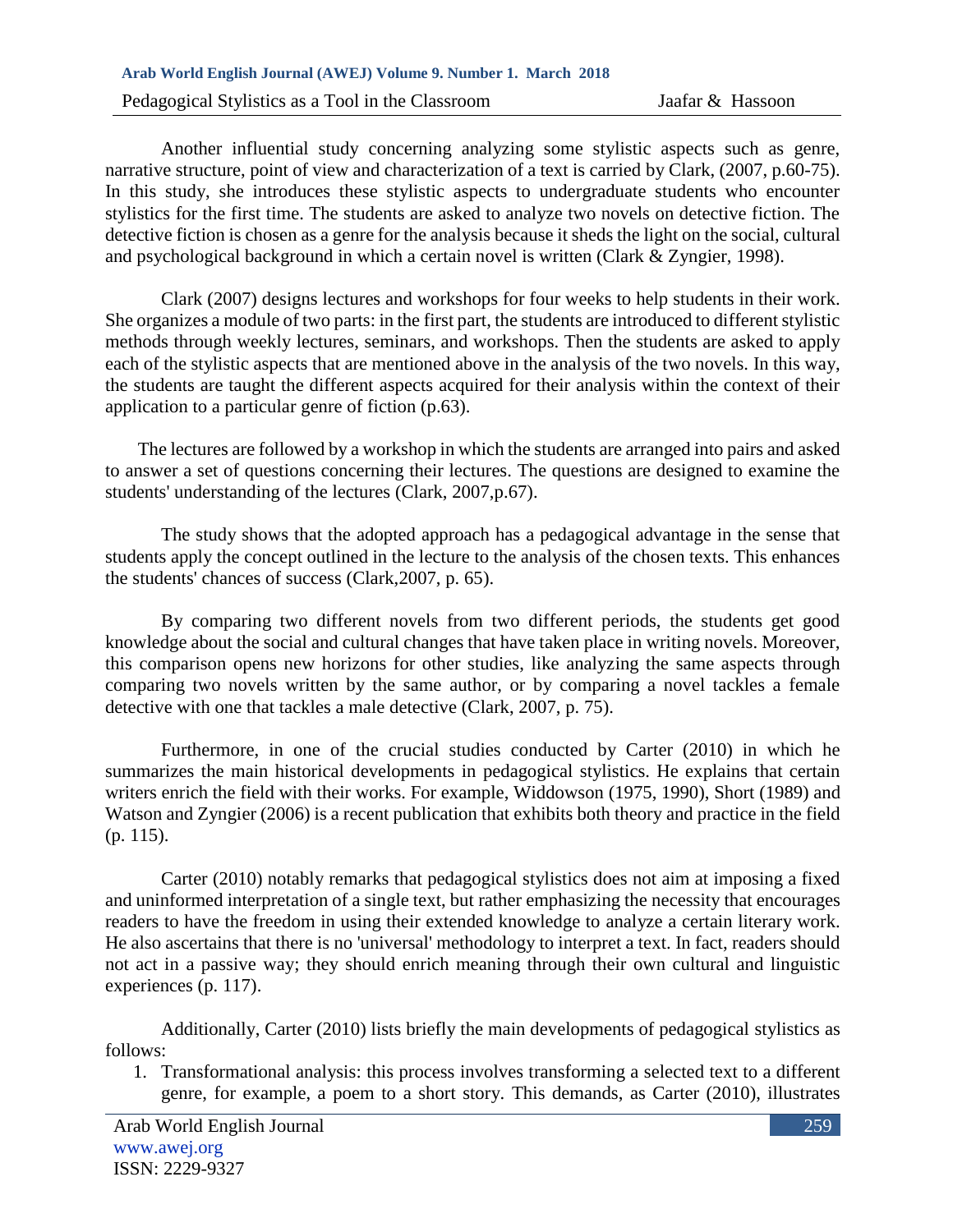Another influential study concerning analyzing some stylistic aspects such as genre, narrative structure, point of view and characterization of a text is carried by Clark, (2007, p.60-75). In this study, she introduces these stylistic aspects to undergraduate students who encounter stylistics for the first time. The students are asked to analyze two novels on detective fiction. The detective fiction is chosen as a genre for the analysis because it sheds the light on the social, cultural and psychological background in which a certain novel is written (Clark & Zyngier, 1998).

Clark (2007) designs lectures and workshops for four weeks to help students in their work. She organizes a module of two parts: in the first part, the students are introduced to different stylistic methods through weekly lectures, seminars, and workshops. Then the students are asked to apply each of the stylistic aspects that are mentioned above in the analysis of the two novels. In this way, the students are taught the different aspects acquired for their analysis within the context of their application to a particular genre of fiction (p.63).

The lectures are followed by a workshop in which the students are arranged into pairs and asked to answer a set of questions concerning their lectures. The questions are designed to examine the students' understanding of the lectures (Clark, 2007,p.67).

The study shows that the adopted approach has a pedagogical advantage in the sense that students apply the concept outlined in the lecture to the analysis of the chosen texts. This enhances the students' chances of success (Clark,2007, p. 65).

By comparing two different novels from two different periods, the students get good knowledge about the social and cultural changes that have taken place in writing novels. Moreover, this comparison opens new horizons for other studies, like analyzing the same aspects through comparing two novels written by the same author, or by comparing a novel tackles a female detective with one that tackles a male detective (Clark, 2007, p. 75).

Furthermore, in one of the crucial studies conducted by Carter (2010) in which he summarizes the main historical developments in pedagogical stylistics. He explains that certain writers enrich the field with their works. For example, Widdowson (1975, 1990), Short (1989) and Watson and Zyngier (2006) is a recent publication that exhibits both theory and practice in the field (p. 115).

Carter (2010) notably remarks that pedagogical stylistics does not aim at imposing a fixed and uninformed interpretation of a single text, but rather emphasizing the necessity that encourages readers to have the freedom in using their extended knowledge to analyze a certain literary work. He also ascertains that there is no 'universal' methodology to interpret a text. In fact, readers should not act in a passive way; they should enrich meaning through their own cultural and linguistic experiences (p. 117).

Additionally, Carter (2010) lists briefly the main developments of pedagogical stylistics as follows:

1. Transformational analysis: this process involves transforming a selected text to a different genre, for example, a poem to a short story. This demands, as Carter (2010), illustrates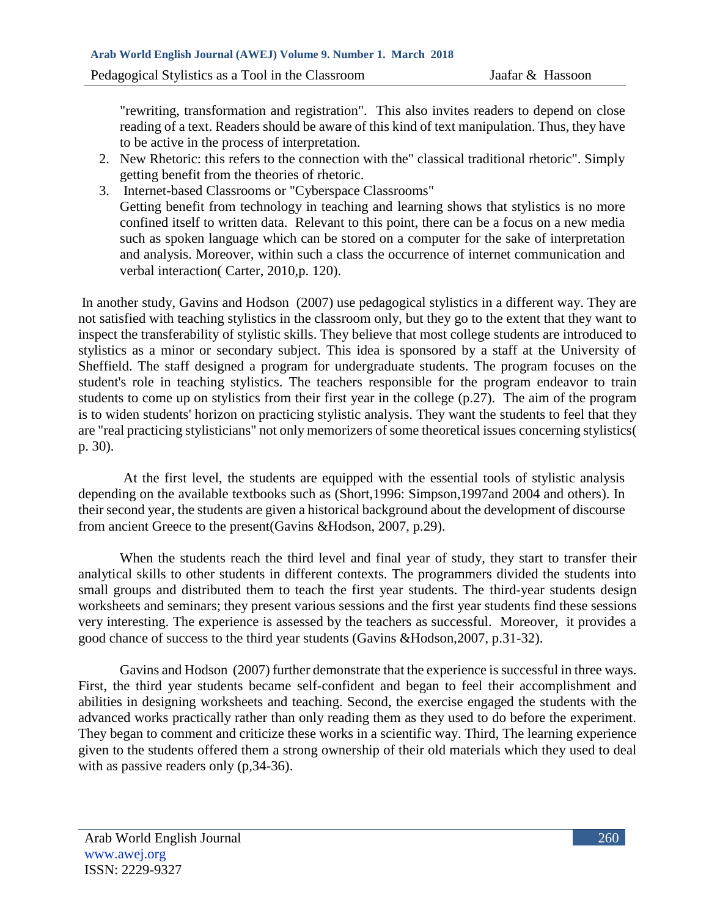"rewriting, transformation and registration". This also invites readers to depend on close reading of a text. Readers should be aware of this kind of text manipulation. Thus, they have to be active in the process of interpretation.

2. New Rhetoric: this refers to the connection with the" classical traditional rhetoric". Simply getting benefit from the theories of rhetoric.
3. Internet-based Classrooms or "Cyberspace Classrooms"
   Getting benefit from technology in teaching and learning shows that stylistics is no more confined itself to written data. Relevant to this point, there can be a focus on a new media such as spoken language which can be stored on a computer for the sake of interpretation and analysis. Moreover, within such a class the occurrence of internet communication and verbal interaction( Carter, 2010,p. 120).

In another study, Gavins and Hodson (2007) use pedagogical stylistics in a different way. They are not satisfied with teaching stylistics in the classroom only, but they go to the extent that they want to inspect the transferability of stylistic skills. They believe that most college students are introduced to stylistics as a minor or secondary subject. This idea is sponsored by a staff at the University of Sheffield. The staff designed a program for undergraduate students. The program focuses on the student's role in teaching stylistics. The teachers responsible for the program endeavor to train students to come up on stylistics from their first year in the college (p.27). The aim of the program is to widen students' horizon on practicing stylistic analysis. They want the students to feel that they are "real practicing stylisticians" not only memorizers of some theoretical issues concerning stylistics( p. 30).

At the first level, the students are equipped with the essential tools of stylistic analysis depending on the available textbooks such as (Short,1996: Simpson,1997and 2004 and others). In their second year, the students are given a historical background about the development of discourse from ancient Greece to the present(Gavins &Hodson, 2007, p.29).

When the students reach the third level and final year of study, they start to transfer their analytical skills to other students in different contexts. The programmers divided the students into small groups and distributed them to teach the first year students. The third-year students design worksheets and seminars; they present various sessions and the first year students find these sessions very interesting. The experience is assessed by the teachers as successful. Moreover, it provides a good chance of success to the third year students (Gavins &Hodson,2007, p.31-32).

Gavins and Hodson (2007) further demonstrate that the experience is successful in three ways. First, the third year students became self-confident and began to feel their accomplishment and abilities in designing worksheets and teaching. Second, the exercise engaged the students with the advanced works practically rather than only reading them as they used to do before the experiment. They began to comment and criticize these works in a scientific way. Third, The learning experience given to the students offered them a strong ownership of their old materials which they used to deal with as passive readers only (p,34-36).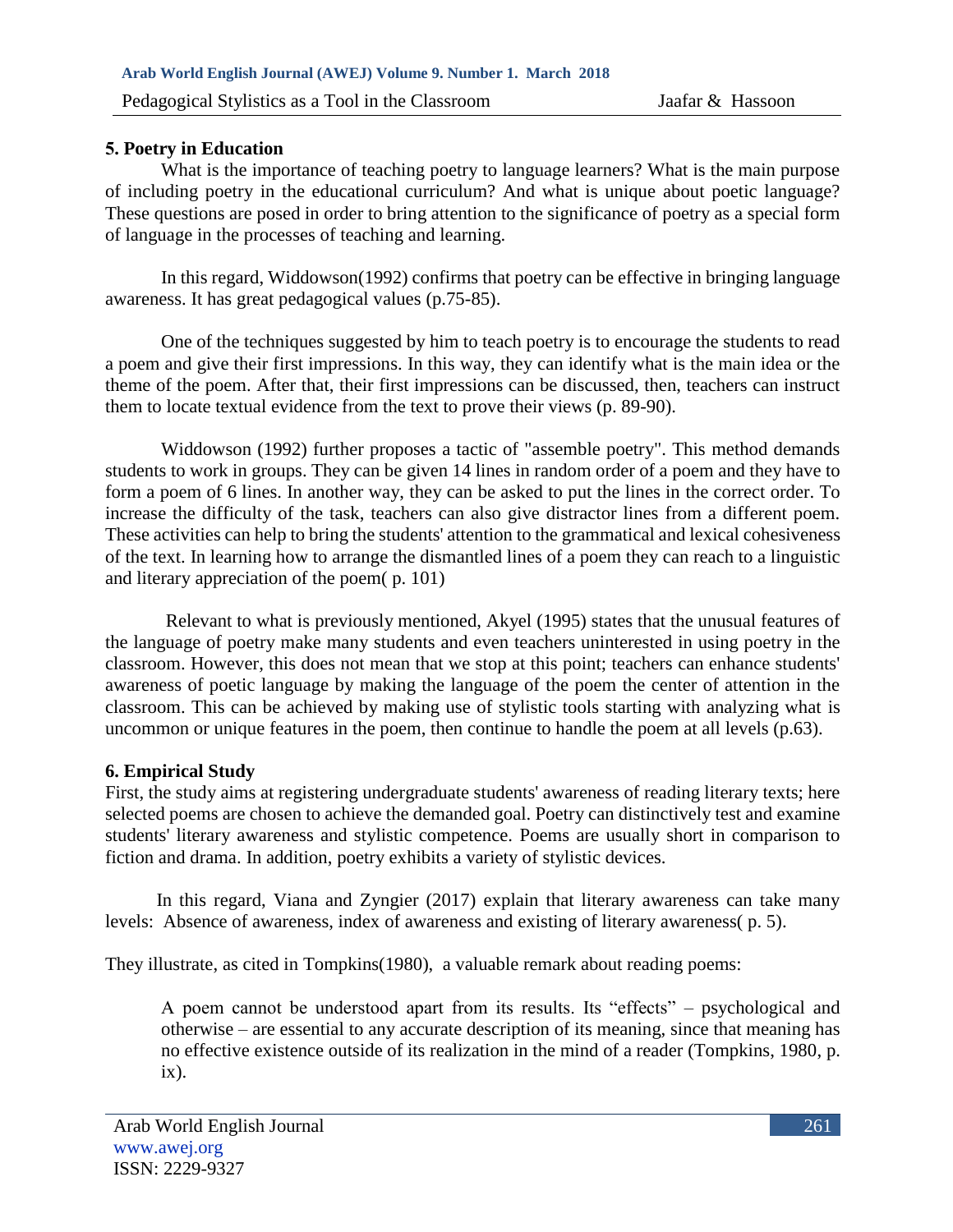## 5. Poetry in Education

What is the importance of teaching poetry to language learners? What is the main purpose of including poetry in the educational curriculum? And what is unique about poetic language? These questions are posed in order to bring attention to the significance of poetry as a special form of language in the processes of teaching and learning.

In this regard, Widdowson(1992) confirms that poetry can be effective in bringing language awareness. It has great pedagogical values (p.75-85).

One of the techniques suggested by him to teach poetry is to encourage the students to read a poem and give their first impressions. In this way, they can identify what is the main idea or the theme of the poem. After that, their first impressions can be discussed, then, teachers can instruct them to locate textual evidence from the text to prove their views (p. 89-90).

Widdowson (1992) further proposes a tactic of "assemble poetry". This method demands students to work in groups. They can be given 14 lines in random order of a poem and they have to form a poem of 6 lines. In another way, they can be asked to put the lines in the correct order. To increase the difficulty of the task, teachers can also give distractor lines from a different poem. These activities can help to bring the students' attention to the grammatical and lexical cohesiveness of the text. In learning how to arrange the dismantled lines of a poem they can reach to a linguistic and literary appreciation of the poem( p. 101)

Relevant to what is previously mentioned, Akyel (1995) states that the unusual features of the language of poetry make many students and even teachers uninterested in using poetry in the classroom. However, this does not mean that we stop at this point; teachers can enhance students' awareness of poetic language by making the language of the poem the center of attention in the classroom. This can be achieved by making use of stylistic tools starting with analyzing what is uncommon or unique features in the poem, then continue to handle the poem at all levels (p.63).

## 6. Empirical Study

First, the study aims at registering undergraduate students' awareness of reading literary texts; here selected poems are chosen to achieve the demanded goal. Poetry can distinctively test and examine students' literary awareness and stylistic competence. Poems are usually short in comparison to fiction and drama. In addition, poetry exhibits a variety of stylistic devices.

In this regard, Viana and Zyngier (2017) explain that literary awareness can take many levels: Absence of awareness, index of awareness and existing of literary awareness( p. 5).

They illustrate, as cited in Tompkins(1980), a valuable remark about reading poems:

> A poem cannot be understood apart from its results. Its "effects" – psychological and otherwise – are essential to any accurate description of its meaning, since that meaning has no effective existence outside of its realization in the mind of a reader (Tompkins, 1980, p. ix).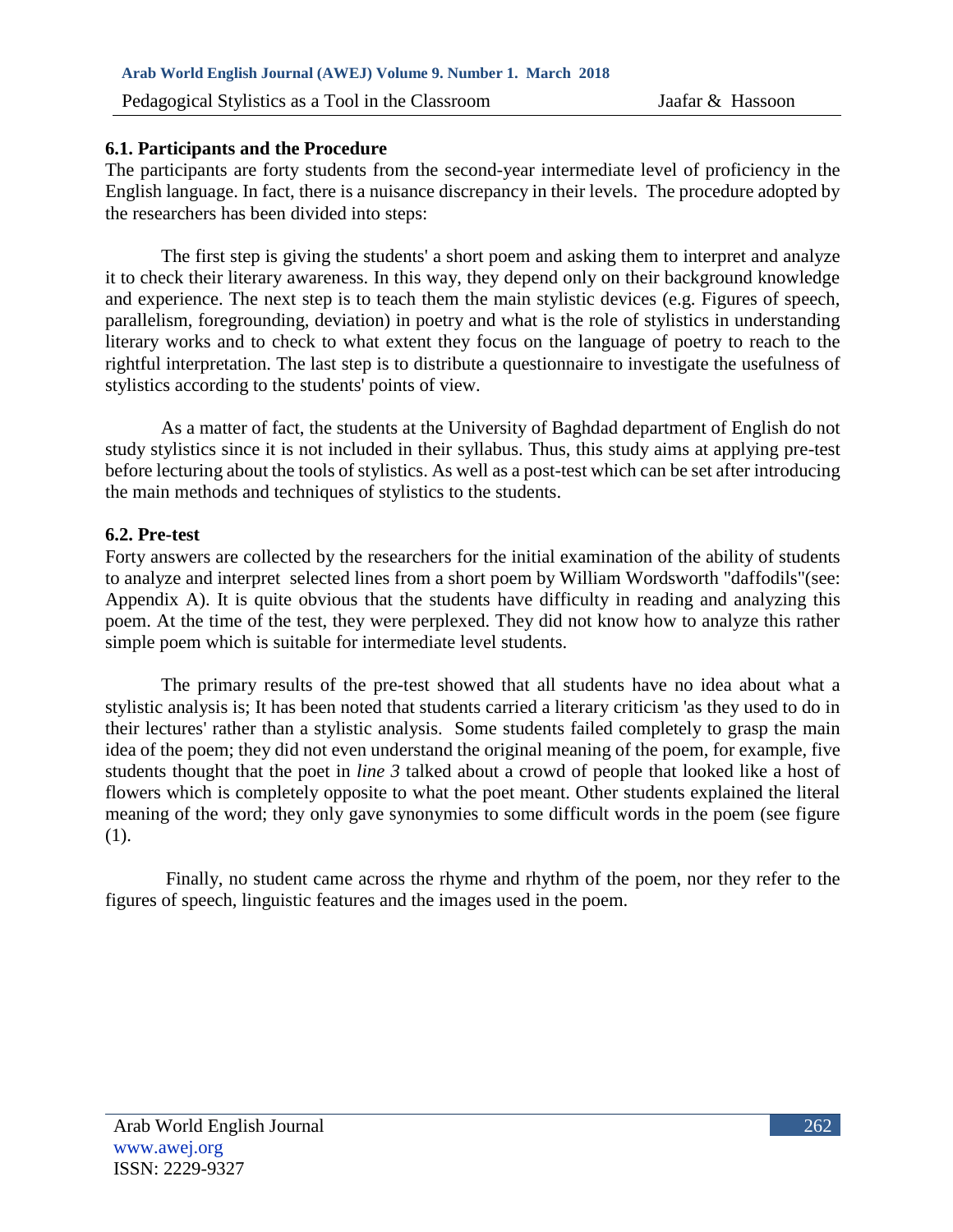### 6.1. Participants and the Procedure

The participants are forty students from the second-year intermediate level of proficiency in the English language. In fact, there is a nuisance discrepancy in their levels. The procedure adopted by the researchers has been divided into steps:

The first step is giving the students' a short poem and asking them to interpret and analyze it to check their literary awareness. In this way, they depend only on their background knowledge and experience. The next step is to teach them the main stylistic devices (e.g. Figures of speech, parallelism, foregrounding, deviation) in poetry and what is the role of stylistics in understanding literary works and to check to what extent they focus on the language of poetry to reach to the rightful interpretation. The last step is to distribute a questionnaire to investigate the usefulness of stylistics according to the students' points of view.

As a matter of fact, the students at the University of Baghdad department of English do not study stylistics since it is not included in their syllabus. Thus, this study aims at applying pre-test before lecturing about the tools of stylistics. As well as a post-test which can be set after introducing the main methods and techniques of stylistics to the students.

### 6.2. Pre-test

Forty answers are collected by the researchers for the initial examination of the ability of students to analyze and interpret selected lines from a short poem by William Wordsworth "daffodils"(see: Appendix A). It is quite obvious that the students have difficulty in reading and analyzing this poem. At the time of the test, they were perplexed. They did not know how to analyze this rather simple poem which is suitable for intermediate level students.

The primary results of the pre-test showed that all students have no idea about what a stylistic analysis is; It has been noted that students carried a literary criticism 'as they used to do in their lectures' rather than a stylistic analysis. Some students failed completely to grasp the main idea of the poem; they did not even understand the original meaning of the poem, for example, five students thought that the poet in *line 3* talked about a crowd of people that looked like a host of flowers which is completely opposite to what the poet meant. Other students explained the literal meaning of the word; they only gave synonymies to some difficult words in the poem (see figure (1).

Finally, no student came across the rhyme and rhythm of the poem, nor they refer to the figures of speech, linguistic features and the images used in the poem.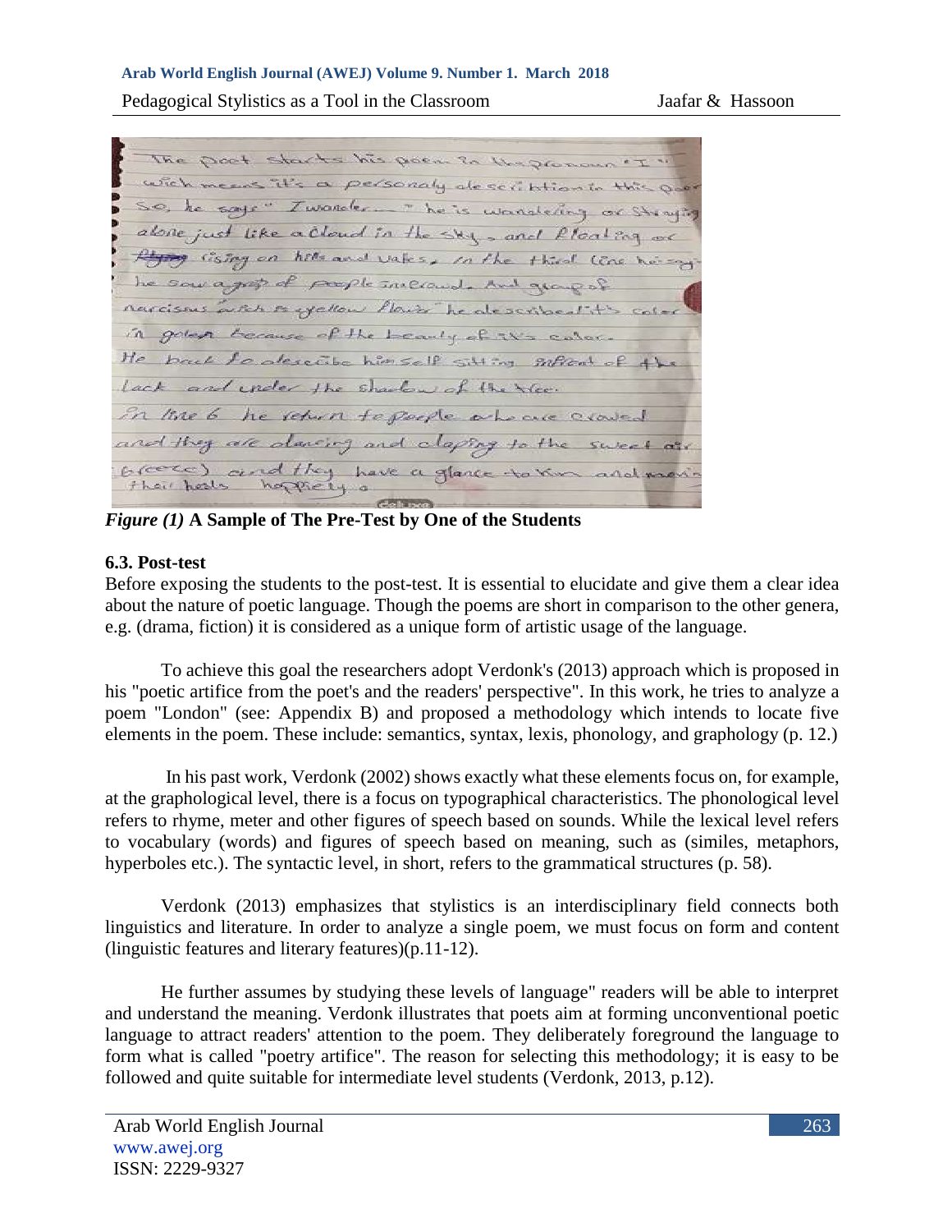*Figure (1)* **A Sample of The Pre-Test by One of the Students**

### 6.3. Post-test

Before exposing the students to the post-test. It is essential to elucidate and give them a clear idea about the nature of poetic language. Though the poems are short in comparison to the other genera, e.g. (drama, fiction) it is considered as a unique form of artistic usage of the language.

To achieve this goal the researchers adopt Verdonk's (2013) approach which is proposed in his "poetic artifice from the poet's and the readers' perspective". In this work, he tries to analyze a poem "London" (see: Appendix B) and proposed a methodology which intends to locate five elements in the poem. These include: semantics, syntax, lexis, phonology, and graphology (p. 12.)

In his past work, Verdonk (2002) shows exactly what these elements focus on, for example, at the graphological level, there is a focus on typographical characteristics. The phonological level refers to rhyme, meter and other figures of speech based on sounds. While the lexical level refers to vocabulary (words) and figures of speech based on meaning, such as (similes, metaphors, hyperboles etc.). The syntactic level, in short, refers to the grammatical structures (p. 58).

Verdonk (2013) emphasizes that stylistics is an interdisciplinary field connects both linguistics and literature. In order to analyze a single poem, we must focus on form and content (linguistic features and literary features)(p.11-12).

He further assumes by studying these levels of language" readers will be able to interpret and understand the meaning. Verdonk illustrates that poets aim at forming unconventional poetic language to attract readers' attention to the poem. They deliberately foreground the language to form what is called "poetry artifice". The reason for selecting this methodology; it is easy to be followed and quite suitable for intermediate level students (Verdonk, 2013, p.12).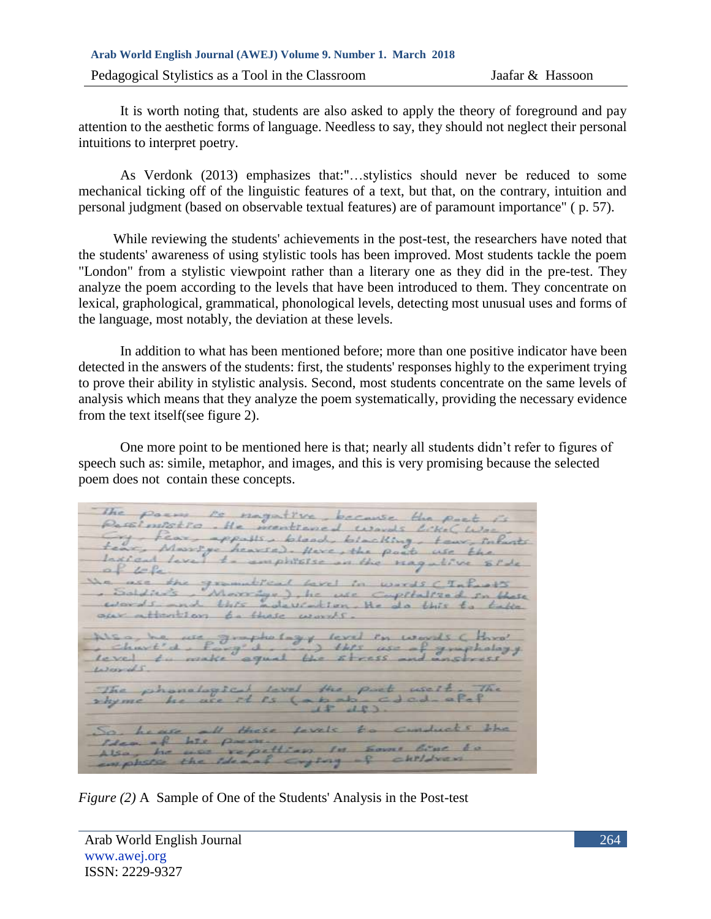It is worth noting that, students are also asked to apply the theory of foreground and pay attention to the aesthetic forms of language. Needless to say, they should not neglect their personal intuitions to interpret poetry.

As Verdonk (2013) emphasizes that:"…stylistics should never be reduced to some mechanical ticking off of the linguistic features of a text, but that, on the contrary, intuition and personal judgment (based on observable textual features) are of paramount importance" ( p. 57).

While reviewing the students' achievements in the post-test, the researchers have noted that the students' awareness of using stylistic tools has been improved. Most students tackle the poem "London" from a stylistic viewpoint rather than a literary one as they did in the pre-test. They analyze the poem according to the levels that have been introduced to them. They concentrate on lexical, graphological, grammatical, phonological levels, detecting most unusual uses and forms of the language, most notably, the deviation at these levels.

In addition to what has been mentioned before; more than one positive indicator have been detected in the answers of the students: first, the students' responses highly to the experiment trying to prove their ability in stylistic analysis. Second, most students concentrate on the same levels of analysis which means that they analyze the poem systematically, providing the necessary evidence from the text itself(see figure 2).

One more point to be mentioned here is that; nearly all students didn't refer to figures of speech such as: simile, metaphor, and images, and this is very promising because the selected poem does not contain these concepts.

*Figure (2)* A Sample of One of the Students' Analysis in the Post-test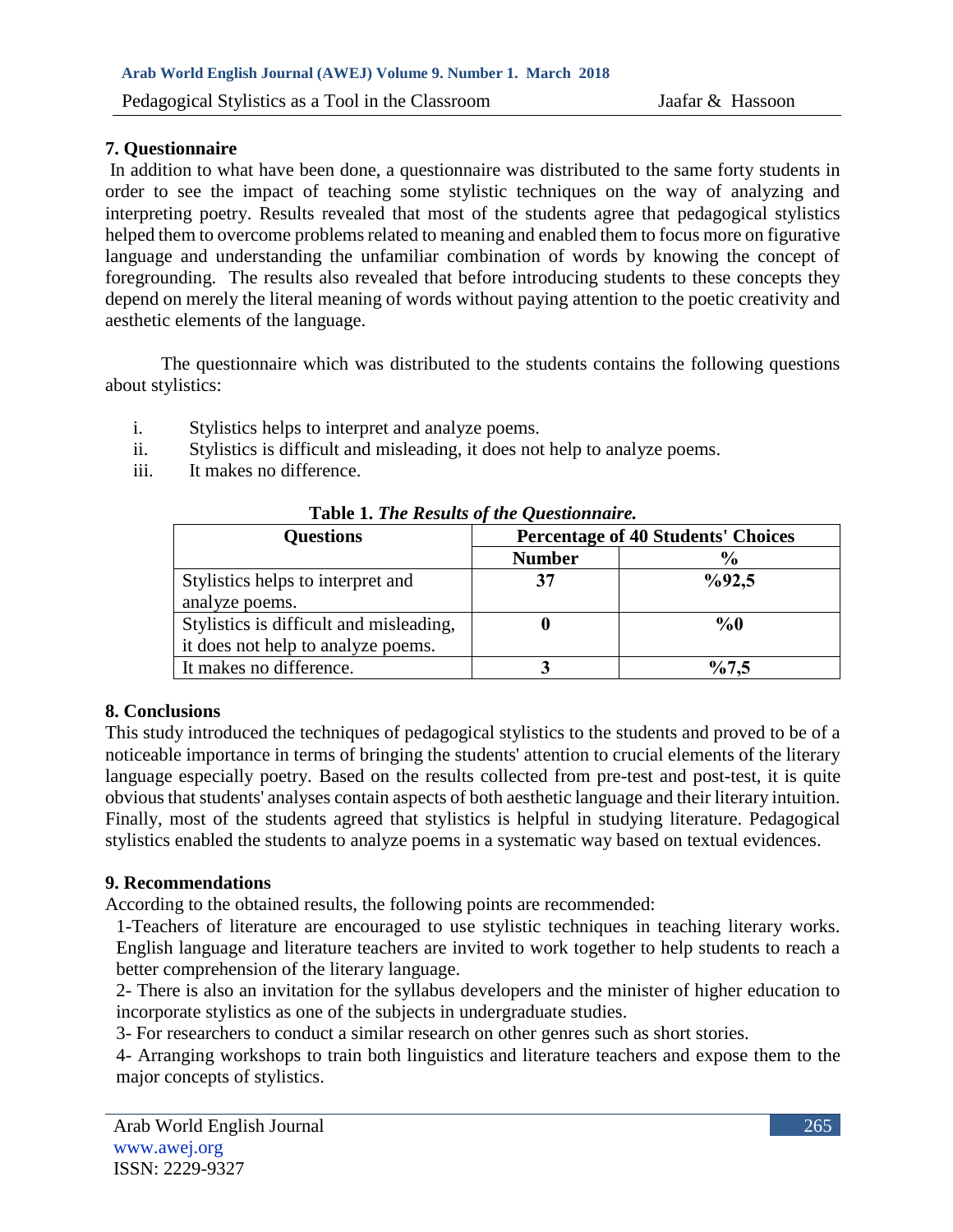## 7. Questionnaire

In addition to what have been done, a questionnaire was distributed to the same forty students in order to see the impact of teaching some stylistic techniques on the way of analyzing and interpreting poetry. Results revealed that most of the students agree that pedagogical stylistics helped them to overcome problems related to meaning and enabled them to focus more on figurative language and understanding the unfamiliar combination of words by knowing the concept of foregrounding. The results also revealed that before introducing students to these concepts they depend on merely the literal meaning of words without paying attention to the poetic creativity and aesthetic elements of the language.

The questionnaire which was distributed to the students contains the following questions about stylistics:

i. Stylistics helps to interpret and analyze poems.
ii. Stylistics is difficult and misleading, it does not help to analyze poems.
iii. It makes no difference.

**Table 1.** ***The Results of the Questionnaire.***

| Questions | Percentage of 40 Students' Choices | |
|---|---|---|
| | **Number** | **%** |
| Stylistics helps to interpret and analyze poems. | **37** | **%92,5** |
| Stylistics is difficult and misleading, it does not help to analyze poems. | **0** | **%0** |
| It makes no difference. | **3** | **%7,5** |

## 8. Conclusions

This study introduced the techniques of pedagogical stylistics to the students and proved to be of a noticeable importance in terms of bringing the students' attention to crucial elements of the literary language especially poetry. Based on the results collected from pre-test and post-test, it is quite obvious that students' analyses contain aspects of both aesthetic language and their literary intuition. Finally, most of the students agreed that stylistics is helpful in studying literature. Pedagogical stylistics enabled the students to analyze poems in a systematic way based on textual evidences.

## 9. Recommendations

According to the obtained results, the following points are recommended:

1-Teachers of literature are encouraged to use stylistic techniques in teaching literary works. English language and literature teachers are invited to work together to help students to reach a better comprehension of the literary language.

2- There is also an invitation for the syllabus developers and the minister of higher education to incorporate stylistics as one of the subjects in undergraduate studies.

3- For researchers to conduct a similar research on other genres such as short stories.

4- Arranging workshops to train both linguistics and literature teachers and expose them to the major concepts of stylistics.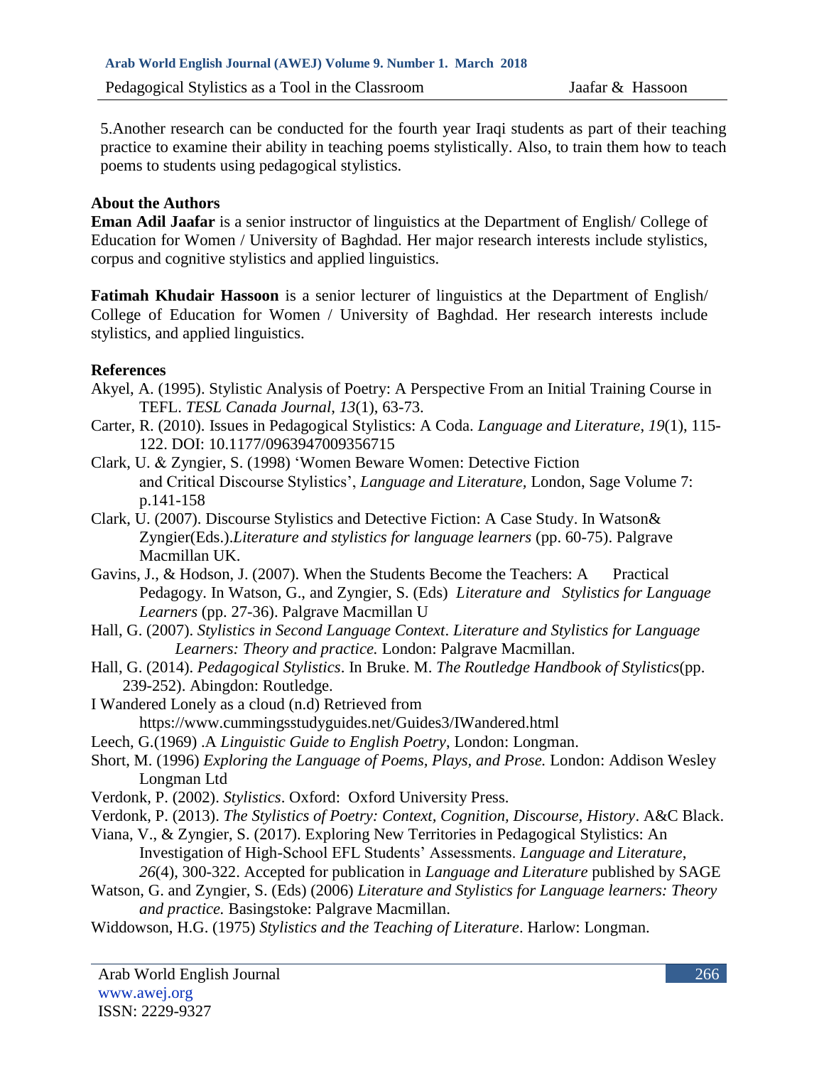5.Another research can be conducted for the fourth year Iraqi students as part of their teaching practice to examine their ability in teaching poems stylistically. Also, to train them how to teach poems to students using pedagogical stylistics.

## About the Authors

**Eman Adil Jaafar** is a senior instructor of linguistics at the Department of English/ College of Education for Women / University of Baghdad. Her major research interests include stylistics, corpus and cognitive stylistics and applied linguistics.

**Fatimah Khudair Hassoon** is a senior lecturer of linguistics at the Department of English/ College of Education for Women / University of Baghdad. Her research interests include stylistics, and applied linguistics.

## References

Akyel, A. (1995). Stylistic Analysis of Poetry: A Perspective From an Initial Training Course in TEFL. *TESL Canada Journal*, *13*(1), 63-73.

Carter, R. (2010). Issues in Pedagogical Stylistics: A Coda. *Language and Literature*, *19*(1), 115-122. DOI: 10.1177/0963947009356715

Clark, U. & Zyngier, S. (1998) 'Women Beware Women: Detective Fiction and Critical Discourse Stylistics', *Language and Literature,* London, Sage Volume 7: p.141-158

Clark, U. (2007). Discourse Stylistics and Detective Fiction: A Case Study. In Watson& Zyngier(Eds.).*Literature and stylistics for language learners* (pp. 60-75). Palgrave Macmillan UK.

Gavins, J., & Hodson, J. (2007). When the Students Become the Teachers: A Practical Pedagogy. In Watson, G., and Zyngier, S. (Eds) *Literature and Stylistics for Language Learners* (pp. 27-36). Palgrave Macmillan U

Hall, G. (2007). *Stylistics in Second Language Context*. *Literature and Stylistics for Language Learners: Theory and practice.* London: Palgrave Macmillan.

Hall, G. (2014). *Pedagogical Stylistics*. In Bruke. M. *The Routledge Handbook of Stylistics*(pp. 239-252). Abingdon: Routledge.

I Wandered Lonely as a cloud (n.d) Retrieved from https://www.cummingsstudyguides.net/Guides3/IWandered.html

Leech, G.(1969) .A *Linguistic Guide to English Poetry,* London: Longman.

Short, M. (1996) *Exploring the Language of Poems, Plays, and Prose.* London: Addison Wesley Longman Ltd

Verdonk, P. (2002). *Stylistics*. Oxford: Oxford University Press.

Verdonk, P. (2013). *The Stylistics of Poetry: Context, Cognition, Discourse, History*. A&C Black.

Viana, V., & Zyngier, S. (2017). Exploring New Territories in Pedagogical Stylistics: An Investigation of High-School EFL Students' Assessments. *Language and Literature*, *26*(4), 300-322. Accepted for publication in *Language and Literature* published by SAGE

Watson, G. and Zyngier, S. (Eds) (2006) *Literature and Stylistics for Language learners: Theory and practice.* Basingstoke: Palgrave Macmillan.

Widdowson, H.G. (1975) *Stylistics and the Teaching of Literature*. Harlow: Longman.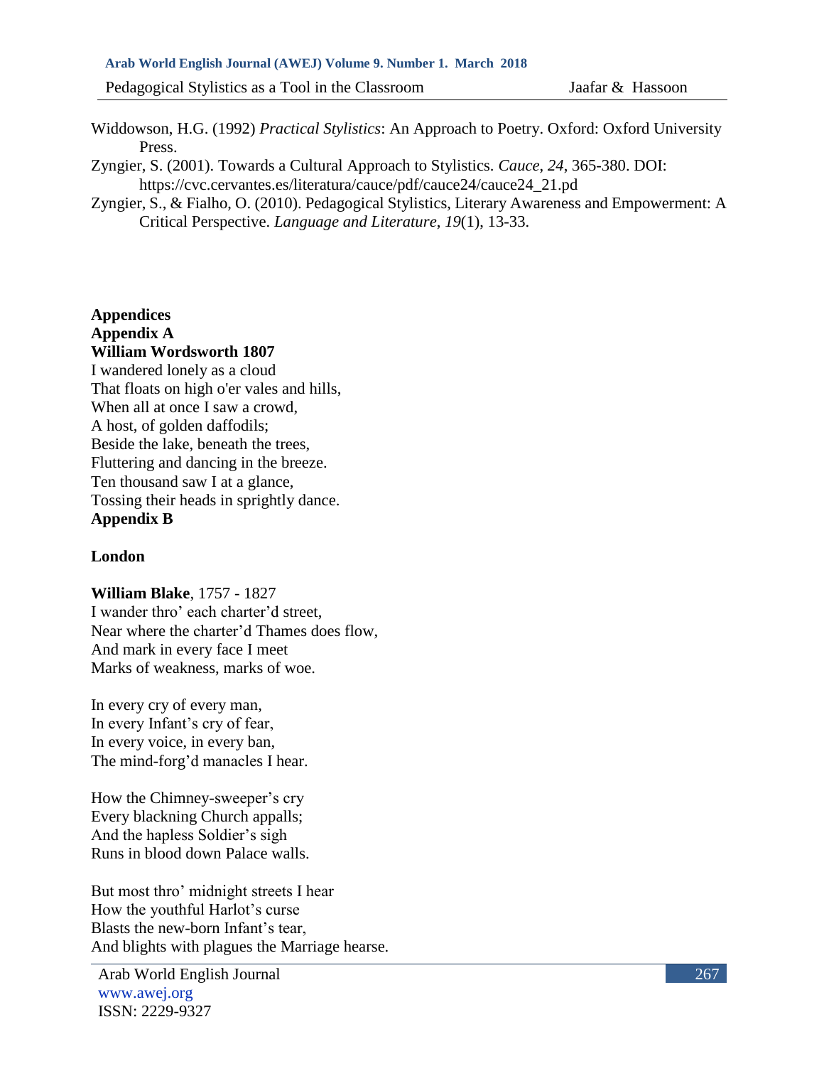Widdowson, H.G. (1992) *Practical Stylistics*: An Approach to Poetry. Oxford: Oxford University Press.

Zyngier, S. (2001). Towards a Cultural Approach to Stylistics. *Cauce*, *24*, 365-380. DOI: https://cvc.cervantes.es/literatura/cauce/pdf/cauce24/cauce24_21.pd

Zyngier, S., & Fialho, O. (2010). Pedagogical Stylistics, Literary Awareness and Empowerment: A Critical Perspective. *Language and Literature*, *19*(1), 13-33.

## Appendices

### Appendix A

**William Wordsworth 1807**

I wandered lonely as a cloud
That floats on high o'er vales and hills,
When all at once I saw a crowd,
A host, of golden daffodils;
Beside the lake, beneath the trees,
Fluttering and dancing in the breeze.
Ten thousand saw I at a glance,
Tossing their heads in sprightly dance.

### Appendix B

**London**

**William Blake**, 1757 - 1827

I wander thro' each charter'd street,
Near where the charter'd Thames does flow,
And mark in every face I meet
Marks of weakness, marks of woe.

In every cry of every man,
In every Infant's cry of fear,
In every voice, in every ban,
The mind-forg'd manacles I hear.

How the Chimney-sweeper's cry
Every blackning Church appalls;
And the hapless Soldier's sigh
Runs in blood down Palace walls.

But most thro' midnight streets I hear
How the youthful Harlot's curse
Blasts the new-born Infant's tear,
And blights with plagues the Marriage hearse.